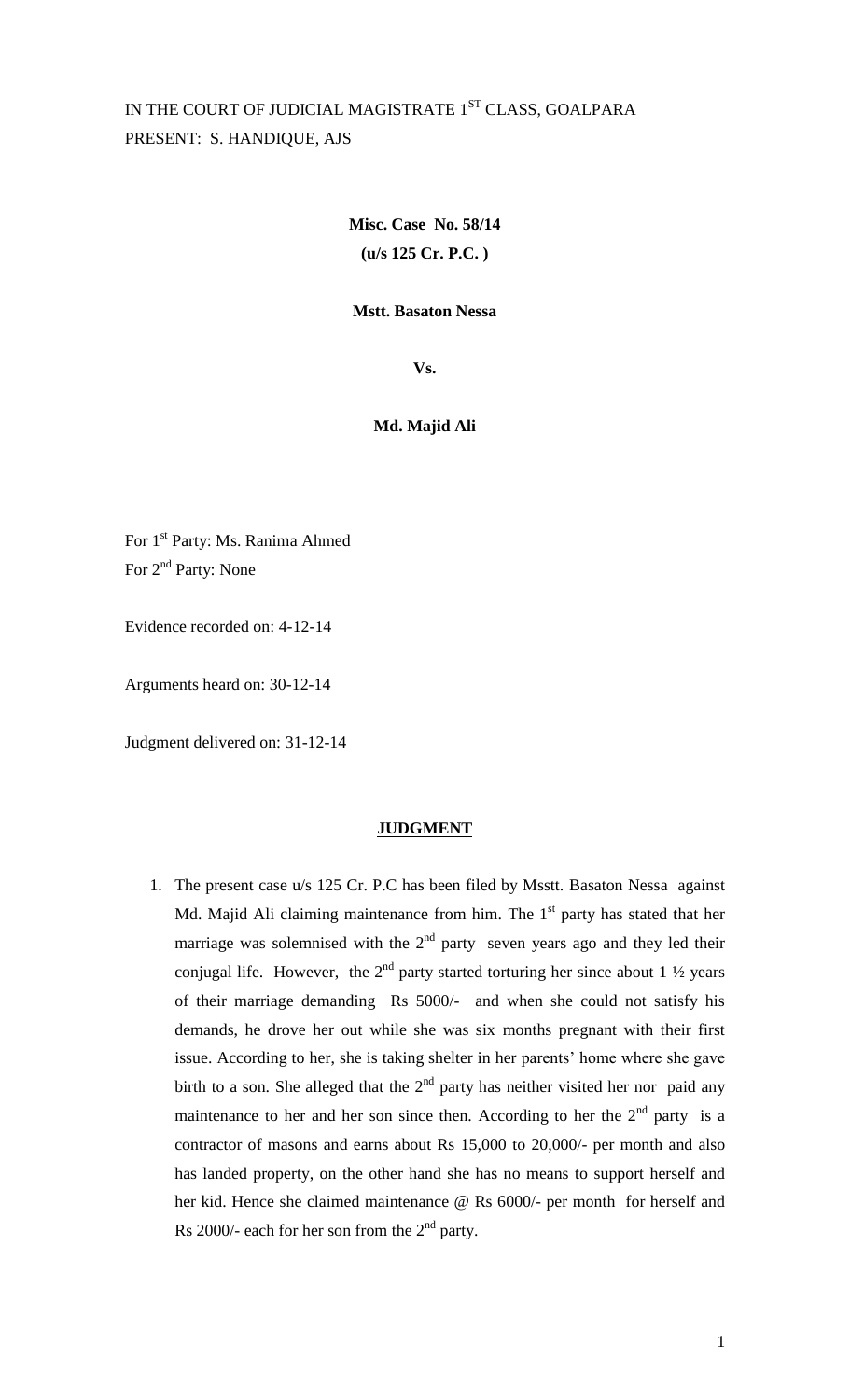IN THE COURT OF JUDICIAL MAGISTRATE 1ST CLASS, GOALPARA

PRESENT: S. HANDIQUE, AJS

**Misc. Case No. 58/14**

**(u/s 125 Cr. P.C. )**

**Mstt. Basaton Nessa**

**Vs.**

**Md. Majid Ali**

For 1st Party: Ms. Ranima Ahmed

For 2nd Party: None

Evidence recorded on: 4-12-14

Arguments heard on: 30-12-14

Judgment delivered on: 31-12-14

## JUDGMENT

1. The present case u/s 125 Cr. P.C has been filed by Msstt. Basaton Nessa against Md. Majid Ali claiming maintenance from him. The 1st party has stated that her marriage was solemnised with the 2nd party seven years ago and they led their conjugal life. However, the 2nd party started torturing her since about 1 ½ years of their marriage demanding Rs 5000/- and when she could not satisfy his demands, he drove her out while she was six months pregnant with their first issue. According to her, she is taking shelter in her parents' home where she gave birth to a son. She alleged that the 2nd party has neither visited her nor paid any maintenance to her and her son since then. According to her the 2nd party is a contractor of masons and earns about Rs 15,000 to 20,000/- per month and also has landed property, on the other hand she has no means to support herself and her kid. Hence she claimed maintenance @ Rs 6000/- per month for herself and Rs 2000/- each for her son from the 2nd party.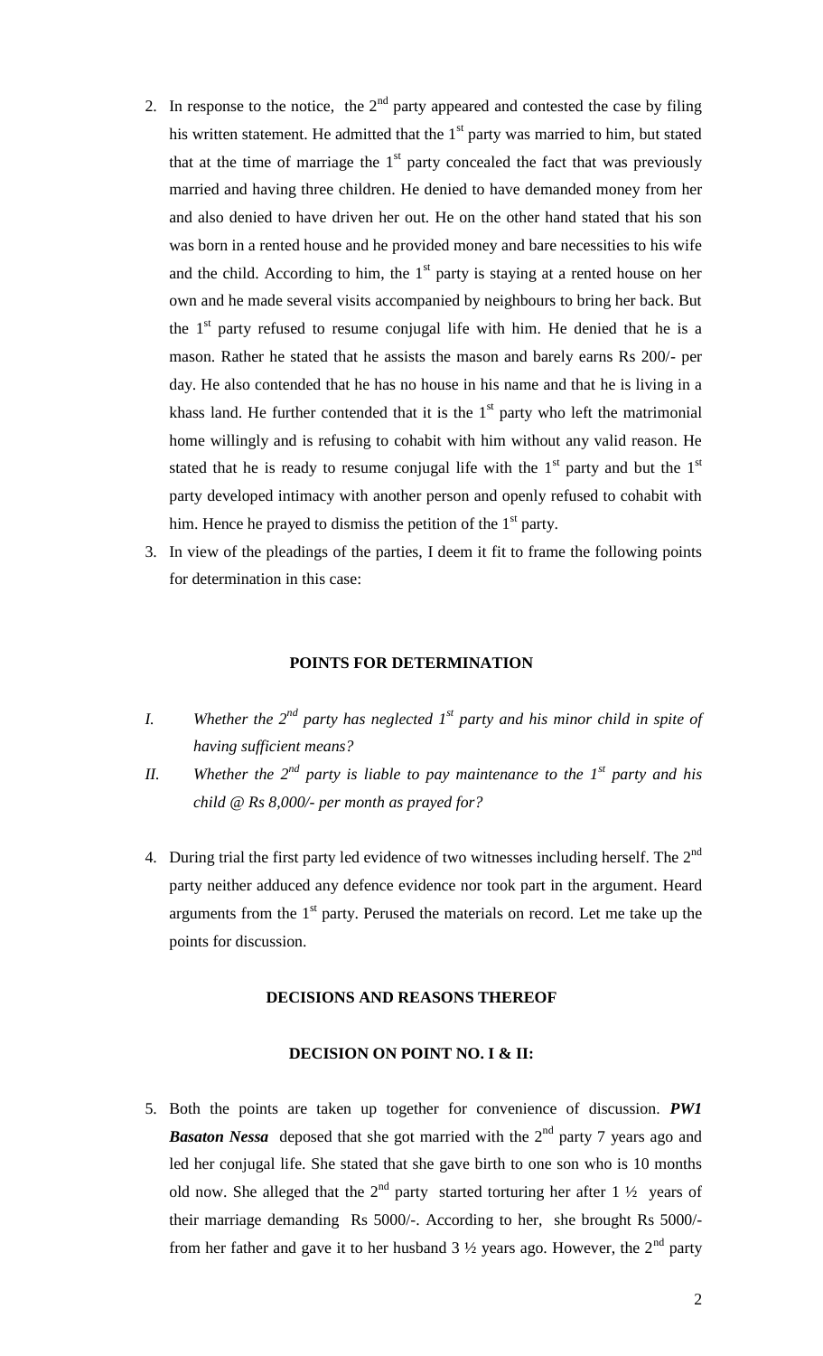2. In response to the notice, the 2nd party appeared and contested the case by filing his written statement. He admitted that the 1st party was married to him, but stated that at the time of marriage the 1st party concealed the fact that was previously married and having three children. He denied to have demanded money from her and also denied to have driven her out. He on the other hand stated that his son was born in a rented house and he provided money and bare necessities to his wife and the child. According to him, the 1st party is staying at a rented house on her own and he made several visits accompanied by neighbours to bring her back. But the 1st party refused to resume conjugal life with him. He denied that he is a mason. Rather he stated that he assists the mason and barely earns Rs 200/- per day. He also contended that he has no house in his name and that he is living in a khass land. He further contended that it is the 1st party who left the matrimonial home willingly and is refusing to cohabit with him without any valid reason. He stated that he is ready to resume conjugal life with the 1st party and but the 1st party developed intimacy with another person and openly refused to cohabit with him. Hence he prayed to dismiss the petition of the 1st party.

3. In view of the pleadings of the parties, I deem it fit to frame the following points for determination in this case:

**POINTS FOR DETERMINATION**

I. *Whether the 2nd party has neglected 1st party and his minor child in spite of having sufficient means?*

II. *Whether the 2nd party is liable to pay maintenance to the 1st party and his child @ Rs 8,000/- per month as prayed for?*

4. During trial the first party led evidence of two witnesses including herself. The 2nd party neither adduced any defence evidence nor took part in the argument. Heard arguments from the 1st party. Perused the materials on record. Let me take up the points for discussion.

**DECISIONS AND REASONS THEREOF**

**DECISION ON POINT NO. I & II:**

5. Both the points are taken up together for convenience of discussion. ***PW1 Basaton Nessa*** deposed that she got married with the 2nd party 7 years ago and led her conjugal life. She stated that she gave birth to one son who is 10 months old now. She alleged that the 2nd party started torturing her after 1 ½ years of their marriage demanding Rs 5000/-. According to her, she brought Rs 5000/- from her father and gave it to her husband 3 ½ years ago. However, the 2nd party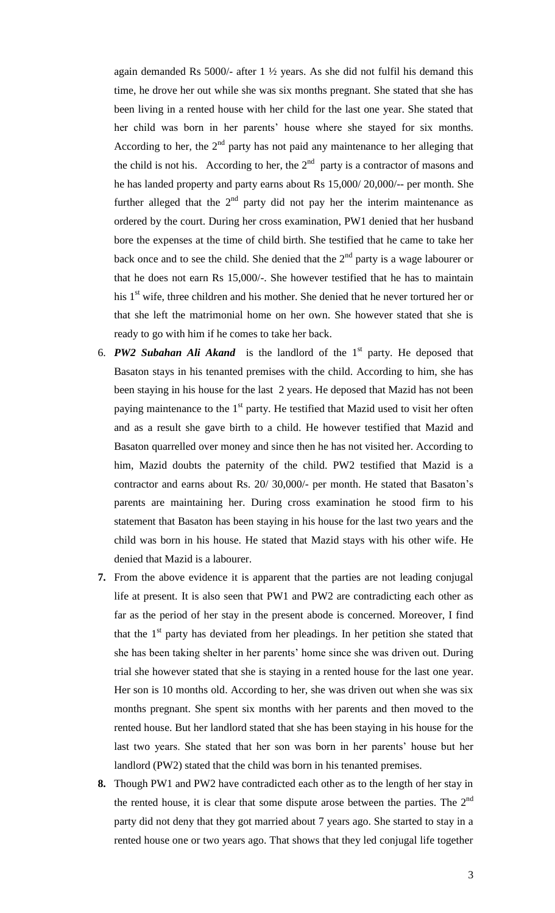again demanded Rs 5000/- after 1 ½ years. As she did not fulfil his demand this time, he drove her out while she was six months pregnant. She stated that she has been living in a rented house with her child for the last one year. She stated that her child was born in her parents' house where she stayed for six months. According to her, the 2nd party has not paid any maintenance to her alleging that the child is not his. According to her, the 2nd party is a contractor of masons and he has landed property and party earns about Rs 15,000/ 20,000/-- per month. She further alleged that the 2nd party did not pay her the interim maintenance as ordered by the court. During her cross examination, PW1 denied that her husband bore the expenses at the time of child birth. She testified that he came to take her back once and to see the child. She denied that the 2nd party is a wage labourer or that he does not earn Rs 15,000/-. She however testified that he has to maintain his 1st wife, three children and his mother. She denied that he never tortured her or that she left the matrimonial home on her own. She however stated that she is ready to go with him if he comes to take her back.

6. ***PW2 Subahan Ali Akand*** is the landlord of the 1st party. He deposed that Basaton stays in his tenanted premises with the child. According to him, she has been staying in his house for the last 2 years. He deposed that Mazid has not been paying maintenance to the 1st party. He testified that Mazid used to visit her often and as a result she gave birth to a child. He however testified that Mazid and Basaton quarrelled over money and since then he has not visited her. According to him, Mazid doubts the paternity of the child. PW2 testified that Mazid is a contractor and earns about Rs. 20/ 30,000/- per month. He stated that Basaton's parents are maintaining her. During cross examination he stood firm to his statement that Basaton has been staying in his house for the last two years and the child was born in his house. He stated that Mazid stays with his other wife. He denied that Mazid is a labourer.

7. From the above evidence it is apparent that the parties are not leading conjugal life at present. It is also seen that PW1 and PW2 are contradicting each other as far as the period of her stay in the present abode is concerned. Moreover, I find that the 1st party has deviated from her pleadings. In her petition she stated that she has been taking shelter in her parents' home since she was driven out. During trial she however stated that she is staying in a rented house for the last one year. Her son is 10 months old. According to her, she was driven out when she was six months pregnant. She spent six months with her parents and then moved to the rented house. But her landlord stated that she has been staying in his house for the last two years. She stated that her son was born in her parents' house but her landlord (PW2) stated that the child was born in his tenanted premises.

8. Though PW1 and PW2 have contradicted each other as to the length of her stay in the rented house, it is clear that some dispute arose between the parties. The 2nd party did not deny that they got married about 7 years ago. She started to stay in a rented house one or two years ago. That shows that they led conjugal life together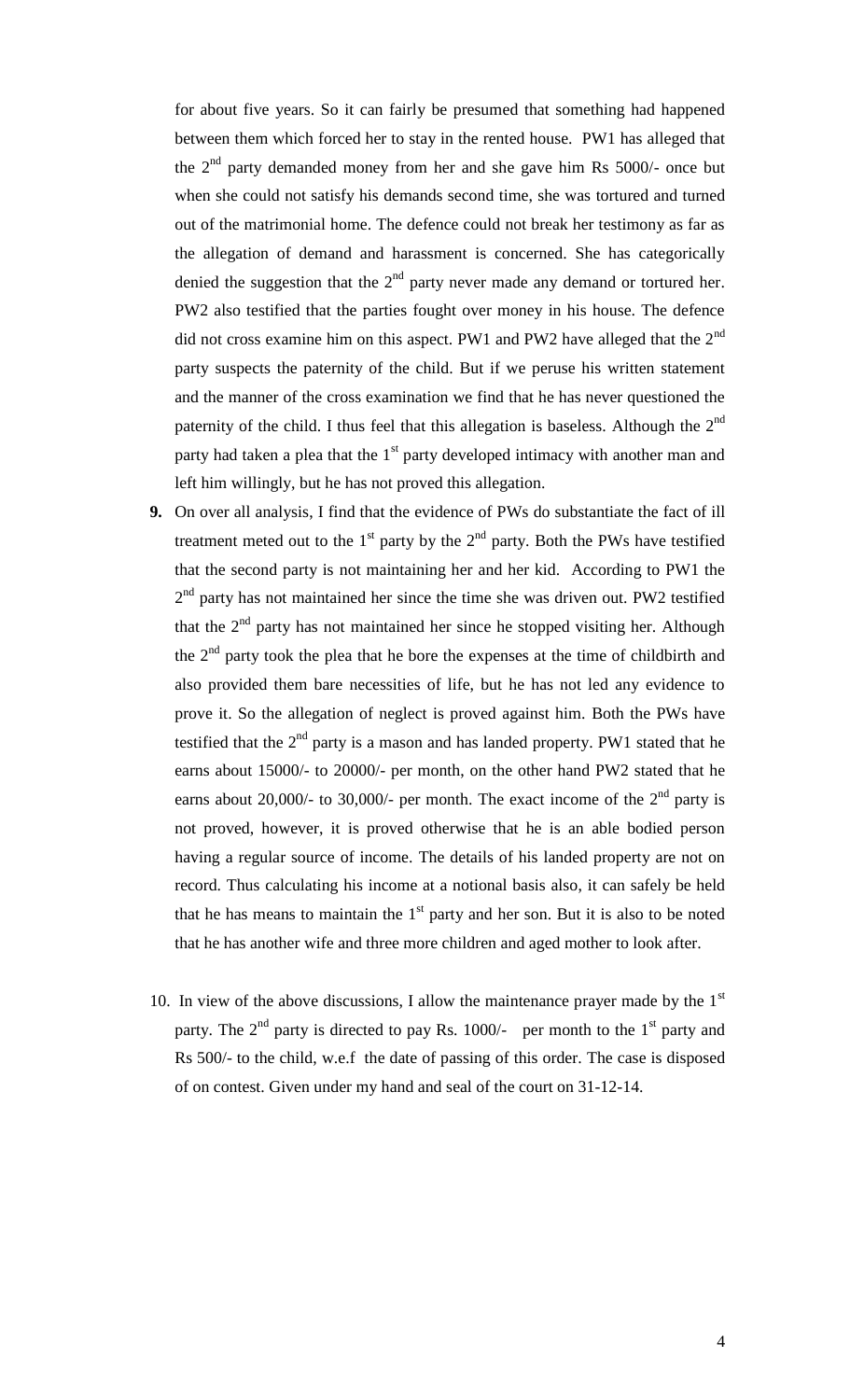for about five years. So it can fairly be presumed that something had happened between them which forced her to stay in the rented house. PW1 has alleged that the 2nd party demanded money from her and she gave him Rs 5000/- once but when she could not satisfy his demands second time, she was tortured and turned out of the matrimonial home. The defence could not break her testimony as far as the allegation of demand and harassment is concerned. She has categorically denied the suggestion that the 2nd party never made any demand or tortured her. PW2 also testified that the parties fought over money in his house. The defence did not cross examine him on this aspect. PW1 and PW2 have alleged that the 2nd party suspects the paternity of the child. But if we peruse his written statement and the manner of the cross examination we find that he has never questioned the paternity of the child. I thus feel that this allegation is baseless. Although the 2nd party had taken a plea that the 1st party developed intimacy with another man and left him willingly, but he has not proved this allegation.

**9.** On over all analysis, I find that the evidence of PWs do substantiate the fact of ill treatment meted out to the 1st party by the 2nd party. Both the PWs have testified that the second party is not maintaining her and her kid. According to PW1 the 2nd party has not maintained her since the time she was driven out. PW2 testified that the 2nd party has not maintained her since he stopped visiting her. Although the 2nd party took the plea that he bore the expenses at the time of childbirth and also provided them bare necessities of life, but he has not led any evidence to prove it. So the allegation of neglect is proved against him. Both the PWs have testified that the 2nd party is a mason and has landed property. PW1 stated that he earns about 15000/- to 20000/- per month, on the other hand PW2 stated that he earns about 20,000/- to 30,000/- per month. The exact income of the 2nd party is not proved, however, it is proved otherwise that he is an able bodied person having a regular source of income. The details of his landed property are not on record. Thus calculating his income at a notional basis also, it can safely be held that he has means to maintain the 1st party and her son. But it is also to be noted that he has another wife and three more children and aged mother to look after.

10. In view of the above discussions, I allow the maintenance prayer made by the 1st party. The 2nd party is directed to pay Rs. 1000/- per month to the 1st party and Rs 500/- to the child, w.e.f the date of passing of this order. The case is disposed of on contest. Given under my hand and seal of the court on 31-12-14.